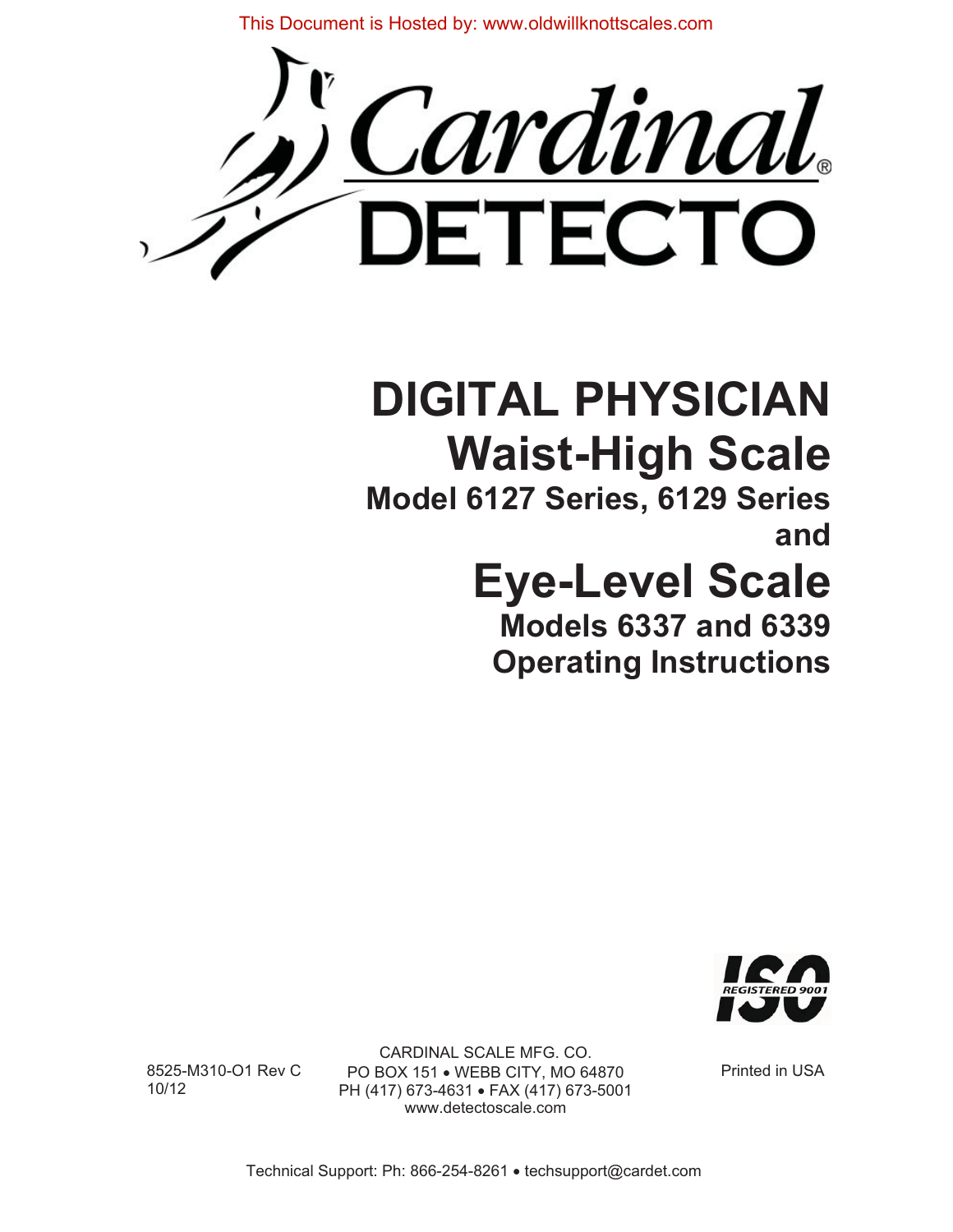This Document is Hosted by: www.oldwillknottscales.com

Cardinal®
DETECTO

# DIGITAL PHYSICIAN
# Waist-High Scale
## Model 6127 Series, 6129 Series
## and
# Eye-Level Scale
## Models 6337 and 6339
## Operating Instructions

ISO REGISTERED 9001

8525-M310-O1 Rev C
10/12

CARDINAL SCALE MFG. CO.
PO BOX 151 • WEBB CITY, MO 64870
PH (417) 673-4631 • FAX (417) 673-5001
www.detectoscale.com

Printed in USA

Technical Support: Ph: 866-254-8261 • techsupport@cardet.com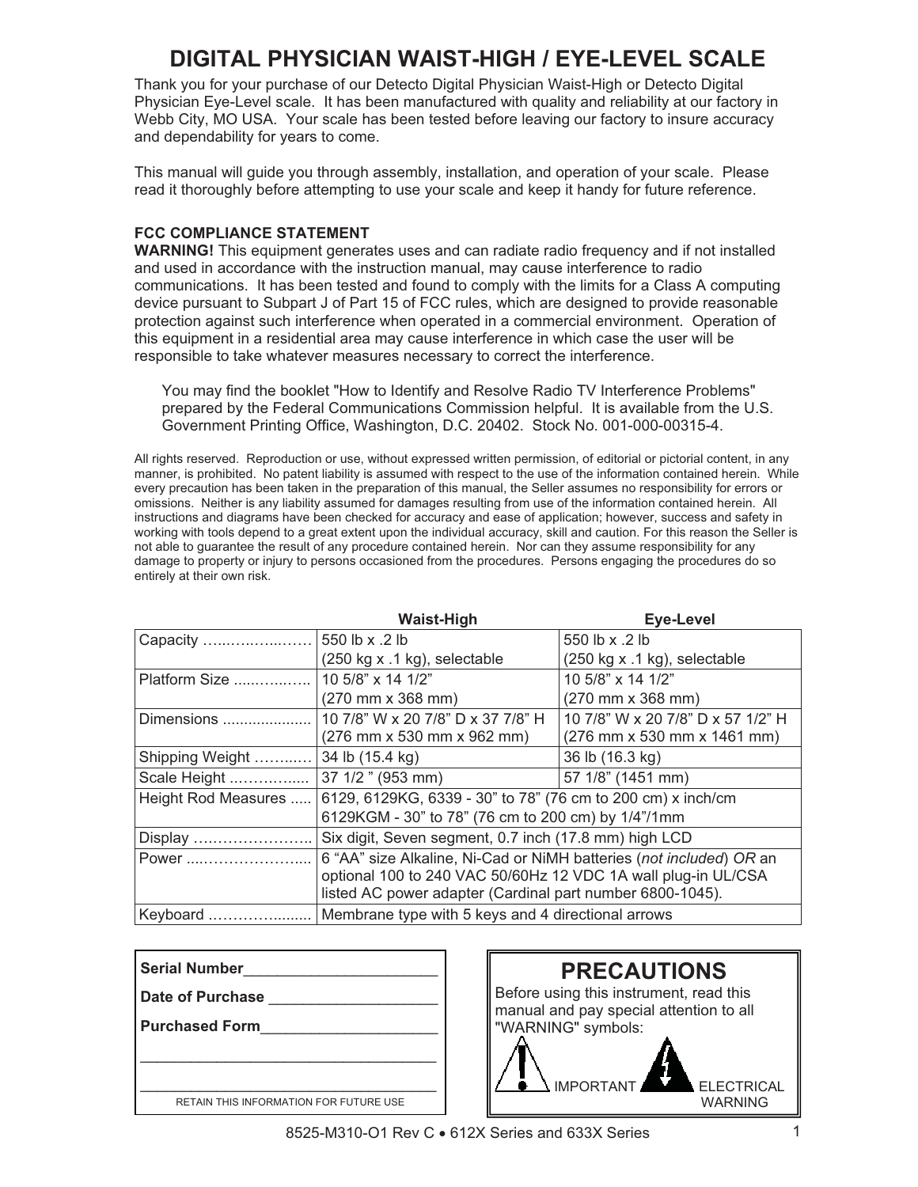# DIGITAL PHYSICIAN WAIST-HIGH / EYE-LEVEL SCALE

Thank you for your purchase of our Detecto Digital Physician Waist-High or Detecto Digital Physician Eye-Level scale. It has been manufactured with quality and reliability at our factory in Webb City, MO USA. Your scale has been tested before leaving our factory to insure accuracy and dependability for years to come.

This manual will guide you through assembly, installation, and operation of your scale. Please read it thoroughly before attempting to use your scale and keep it handy for future reference.

**FCC COMPLIANCE STATEMENT**

**WARNING!** This equipment generates uses and can radiate radio frequency and if not installed and used in accordance with the instruction manual, may cause interference to radio communications. It has been tested and found to comply with the limits for a Class A computing device pursuant to Subpart J of Part 15 of FCC rules, which are designed to provide reasonable protection against such interference when operated in a commercial environment. Operation of this equipment in a residential area may cause interference in which case the user will be responsible to take whatever measures necessary to correct the interference.

> You may find the booklet "How to Identify and Resolve Radio TV Interference Problems" prepared by the Federal Communications Commission helpful. It is available from the U.S. Government Printing Office, Washington, D.C. 20402. Stock No. 001-000-00315-4.

All rights reserved. Reproduction or use, without expressed written permission, of editorial or pictorial content, in any manner, is prohibited. No patent liability is assumed with respect to the use of the information contained herein. While every precaution has been taken in the preparation of this manual, the Seller assumes no responsibility for errors or omissions. Neither is any liability assumed for damages resulting from use of the information contained herein. All instructions and diagrams have been checked for accuracy and ease of application; however, success and safety in working with tools depend to a great extent upon the individual accuracy, skill and caution. For this reason the Seller is not able to guarantee the result of any procedure contained herein. Nor can they assume responsibility for any damage to property or injury to persons occasioned from the procedures. Persons engaging the procedures do so entirely at their own risk.

| | Waist-High | Eye-Level |
|---|---|---|
| Capacity ………………… | 550 lb x .2 lb (250 kg x .1 kg), selectable | 550 lb x .2 lb (250 kg x .1 kg), selectable |
| Platform Size ……………. | 10 5/8" x 14 1/2" (270 mm x 368 mm) | 10 5/8" x 14 1/2" (270 mm x 368 mm) |
| Dimensions ..................... | 10 7/8" W x 20 7/8" D x 37 7/8" H (276 mm x 530 mm x 962 mm) | 10 7/8" W x 20 7/8" D x 57 1/2" H (276 mm x 530 mm x 1461 mm) |
| Shipping Weight ……..… | 34 lb (15.4 kg) | 36 lb (16.3 kg) |
| Scale Height ……………... | 37 1/2 " (953 mm) | 57 1/8" (1451 mm) |
| Height Rod Measures ..... | 6129, 6129KG, 6339 - 30" to 78" (76 cm to 200 cm) x inch/cm<br>6129KGM - 30" to 78" (76 cm to 200 cm) by 1/4"/1mm | |
| Display …………………….. | Six digit, Seven segment, 0.7 inch (17.8 mm) high LCD | |
| Power ...………………….... | 6 "AA" size Alkaline, Ni-Cad or NiMH batteries (*not included*) *OR* an optional 100 to 240 VAC 50/60Hz 12 VDC 1A wall plug-in UL/CSA listed AC power adapter (Cardinal part number 6800-1045). | |
| Keyboard ………………........ | Membrane type with 5 keys and 4 directional arrows | |

**Serial Number**_______________________

**Date of Purchase** ____________________

**Purchased Form**_____________________

___________________________________

___________________________________

RETAIN THIS INFORMATION FOR FUTURE USE

## PRECAUTIONS

Before using this instrument, read this manual and pay special attention to all "WARNING" symbols:

IMPORTANT ELECTRICAL WARNING

8525-M310-O1 Rev C • 612X Series and 633X Series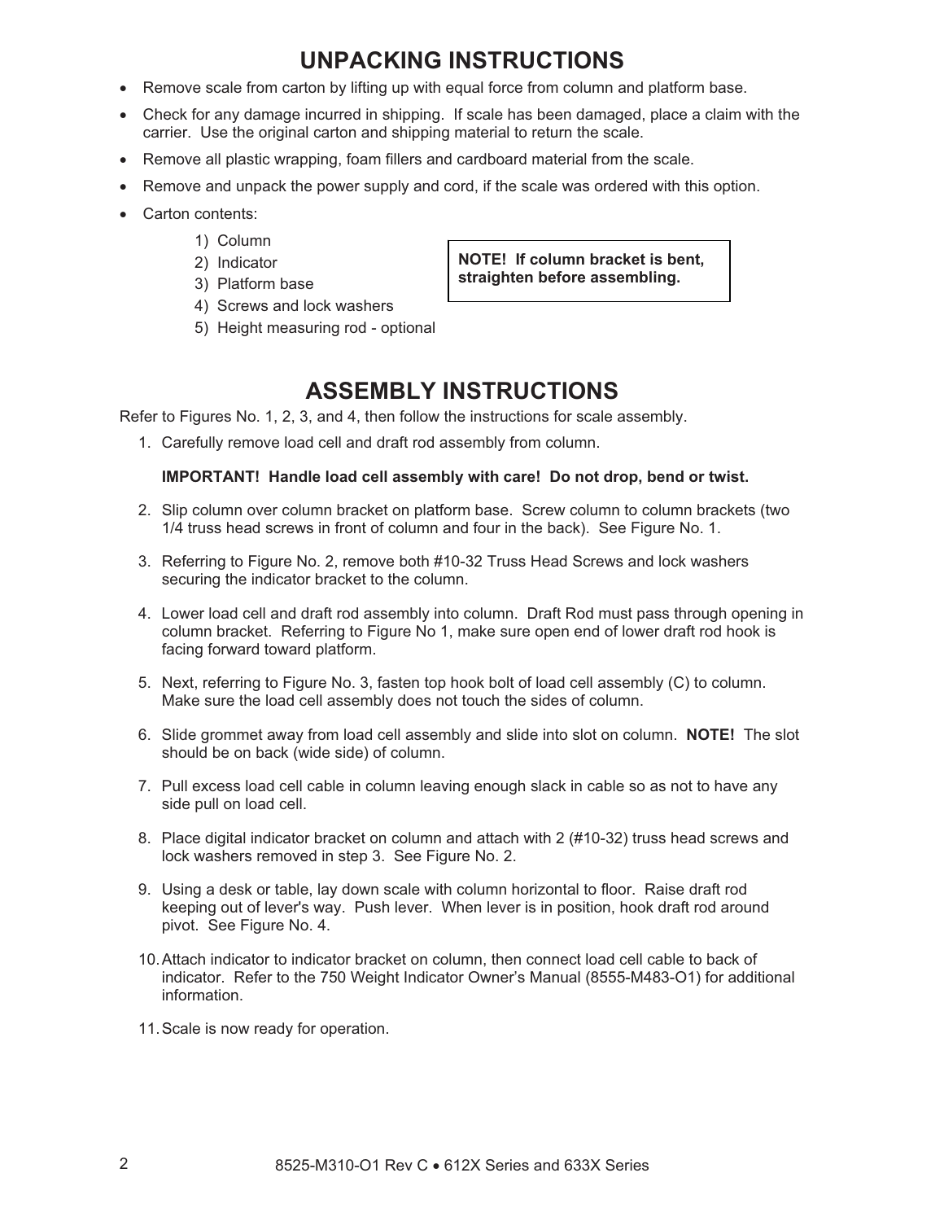# UNPACKING INSTRUCTIONS

- Remove scale from carton by lifting up with equal force from column and platform base.
- Check for any damage incurred in shipping. If scale has been damaged, place a claim with the carrier. Use the original carton and shipping material to return the scale.
- Remove all plastic wrapping, foam fillers and cardboard material from the scale.
- Remove and unpack the power supply and cord, if the scale was ordered with this option.
- Carton contents:
    1) Column
    2) Indicator
    3) Platform base
    4) Screws and lock washers
    5) Height measuring rod - optional

**NOTE! If column bracket is bent, straighten before assembling.**

# ASSEMBLY INSTRUCTIONS

Refer to Figures No. 1, 2, 3, and 4, then follow the instructions for scale assembly.

1. Carefully remove load cell and draft rod assembly from column.

   **IMPORTANT! Handle load cell assembly with care! Do not drop, bend or twist.**

2. Slip column over column bracket on platform base. Screw column to column brackets (two 1/4 truss head screws in front of column and four in the back). See Figure No. 1.
3. Referring to Figure No. 2, remove both #10-32 Truss Head Screws and lock washers securing the indicator bracket to the column.
4. Lower load cell and draft rod assembly into column. Draft Rod must pass through opening in column bracket. Referring to Figure No 1, make sure open end of lower draft rod hook is facing forward toward platform.
5. Next, referring to Figure No. 3, fasten top hook bolt of load cell assembly (C) to column. Make sure the load cell assembly does not touch the sides of column.
6. Slide grommet away from load cell assembly and slide into slot on column. **NOTE!** The slot should be on back (wide side) of column.
7. Pull excess load cell cable in column leaving enough slack in cable so as not to have any side pull on load cell.
8. Place digital indicator bracket on column and attach with 2 (#10-32) truss head screws and lock washers removed in step 3. See Figure No. 2.
9. Using a desk or table, lay down scale with column horizontal to floor. Raise draft rod keeping out of lever's way. Push lever. When lever is in position, hook draft rod around pivot. See Figure No. 4.
10. Attach indicator to indicator bracket on column, then connect load cell cable to back of indicator. Refer to the 750 Weight Indicator Owner's Manual (8555-M483-O1) for additional information.
11. Scale is now ready for operation.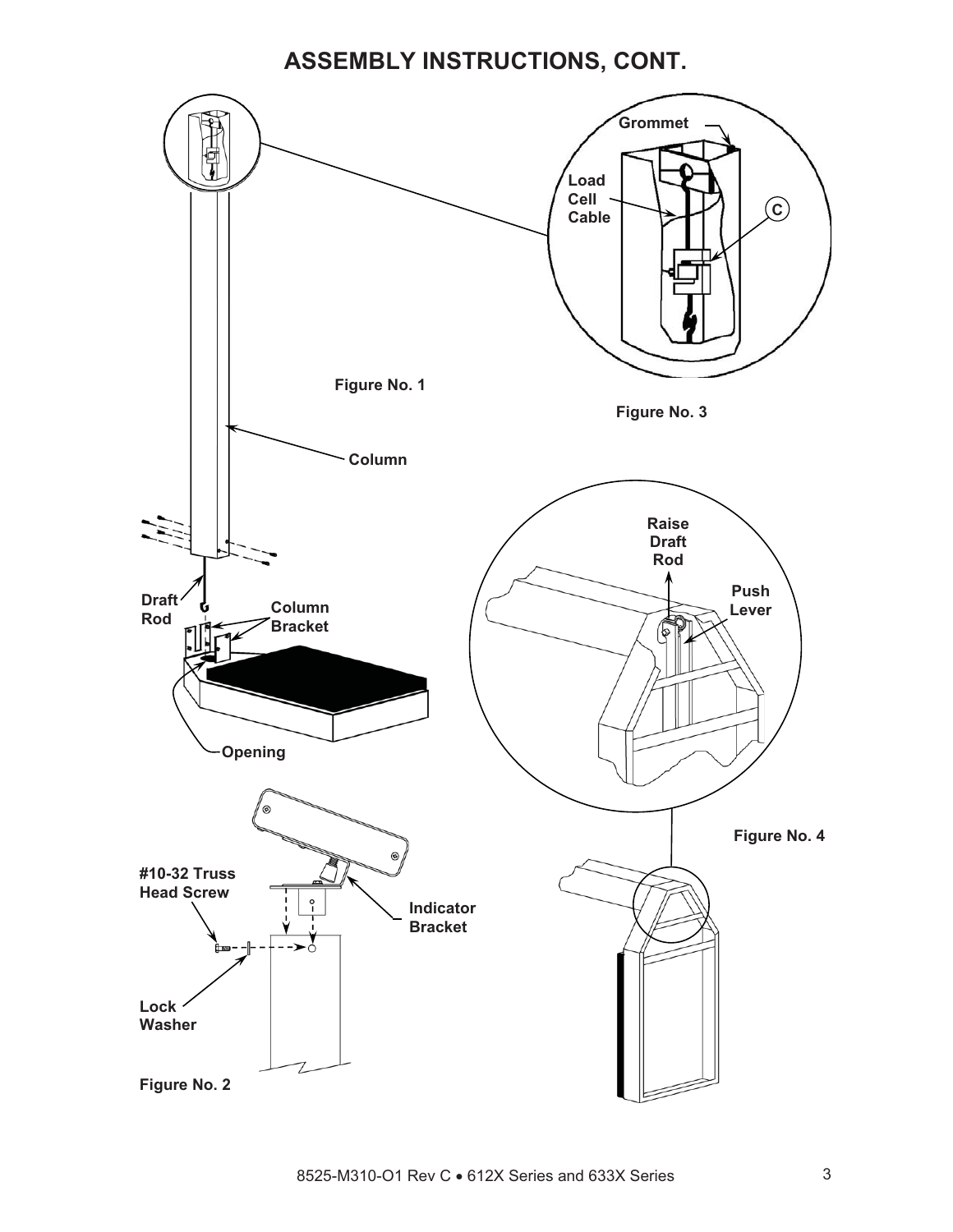## ASSEMBLY INSTRUCTIONS, CONT.

Grommet

Load Cell Cable

C

Figure No. 1

Figure No. 3

Column

Raise Draft Rod

Push Lever

Draft Rod

Column Bracket

Opening

Figure No. 4

#10-32 Truss Head Screw

Indicator Bracket

Lock Washer

Figure No. 2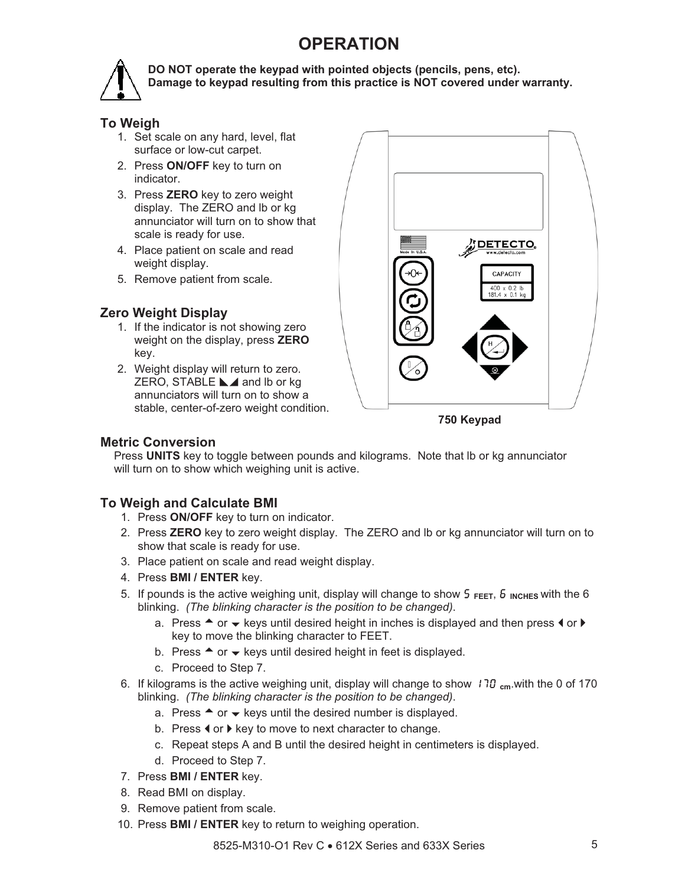# OPERATION

**DO NOT operate the keypad with pointed objects (pencils, pens, etc). Damage to keypad resulting from this practice is NOT covered under warranty.**

## To Weigh

1. Set scale on any hard, level, flat surface or low-cut carpet.
2. Press **ON/OFF** key to turn on indicator.
3. Press **ZERO** key to zero weight display. The ZERO and lb or kg annunciator will turn on to show that scale is ready for use.
4. Place patient on scale and read weight display.
5. Remove patient from scale.

## Zero Weight Display

1. If the indicator is not showing zero weight on the display, press **ZERO** key.
2. Weight display will return to zero. ZERO, STABLE ◣◢ and lb or kg annunciators will turn on to show a stable, center-of-zero weight condition.

CAPACITY
400 x 0.2 lb
181.4 x 0.1 kg

**750 Keypad**

## Metric Conversion

Press **UNITS** key to toggle between pounds and kilograms. Note that lb or kg annunciator will turn on to show which weighing unit is active.

## To Weigh and Calculate BMI

1. Press **ON/OFF** key to turn on indicator.
2. Press **ZERO** key to zero weight display. The ZERO and lb or kg annunciator will turn on to show that scale is ready for use.
3. Place patient on scale and read weight display.
4. Press **BMI / ENTER** key.
5. If pounds is the active weighing unit, display will change to show 5 FEET, 6 INCHES with the 6 blinking. *(The blinking character is the position to be changed)*.
   a. Press ▲ or ▼ keys until desired height in inches is displayed and then press ◀ or ▶ key to move the blinking character to FEET.
   b. Press ▲ or ▼ keys until desired height in feet is displayed.
   c. Proceed to Step 7.
6. If kilograms is the active weighing unit, display will change to show 170 cm.with the 0 of 170 blinking. *(The blinking character is the position to be changed)*.
   a. Press ▲ or ▼ keys until the desired number is displayed.
   b. Press ◀ or ▶ key to move to next character to change.
   c. Repeat steps A and B until the desired height in centimeters is displayed.
   d. Proceed to Step 7.
7. Press **BMI / ENTER** key.
8. Read BMI on display.
9. Remove patient from scale.
10. Press **BMI / ENTER** key to return to weighing operation.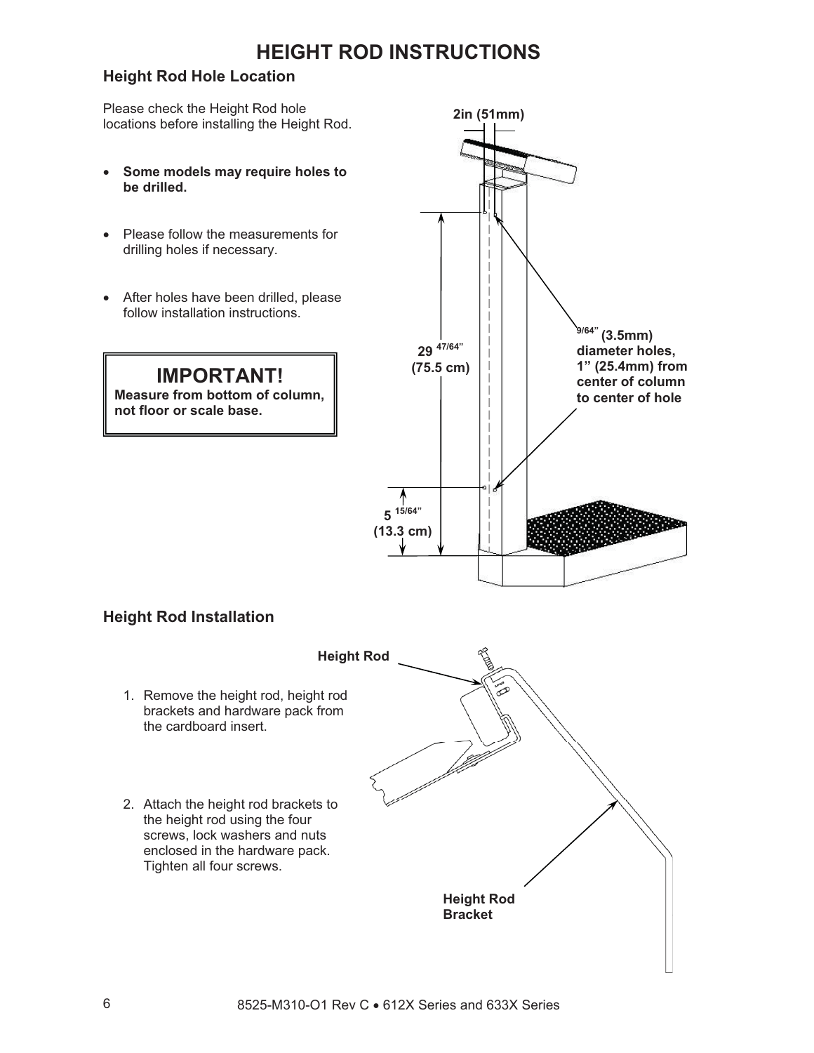# HEIGHT ROD INSTRUCTIONS

## Height Rod Hole Location

Please check the Height Rod hole locations before installing the Height Rod.

- **Some models may require holes to be drilled.**
- Please follow the measurements for drilling holes if necessary.
- After holes have been drilled, please follow installation instructions.

> **IMPORTANT!**
> **Measure from bottom of column, not floor or scale base.**

2in (51mm)

29 47/64" (75.5 cm)

9/64" (3.5mm) diameter holes, 1" (25.4mm) from center of column to center of hole

5 15/64" (13.3 cm)

## Height Rod Installation

1. Remove the height rod, height rod brackets and hardware pack from the cardboard insert.
2. Attach the height rod brackets to the height rod using the four screws, lock washers and nuts enclosed in the hardware pack. Tighten all four screws.

Height Rod

Height Rod Bracket

8525-M310-O1 Rev C • 612X Series and 633X Series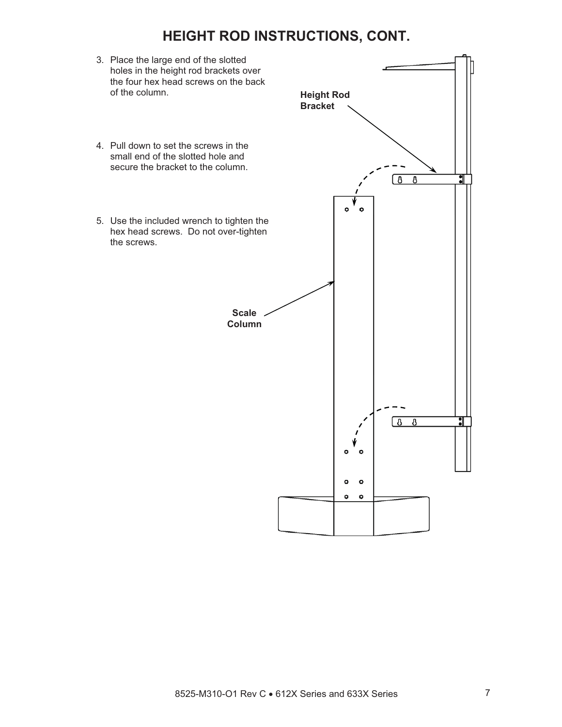# HEIGHT ROD INSTRUCTIONS, CONT.

3. Place the large end of the slotted holes in the height rod brackets over the four hex head screws on the back of the column.

4. Pull down to set the screws in the small end of the slotted hole and secure the bracket to the column.

5. Use the included wrench to tighten the hex head screws. Do not over-tighten the screws.

Height Rod Bracket

Scale Column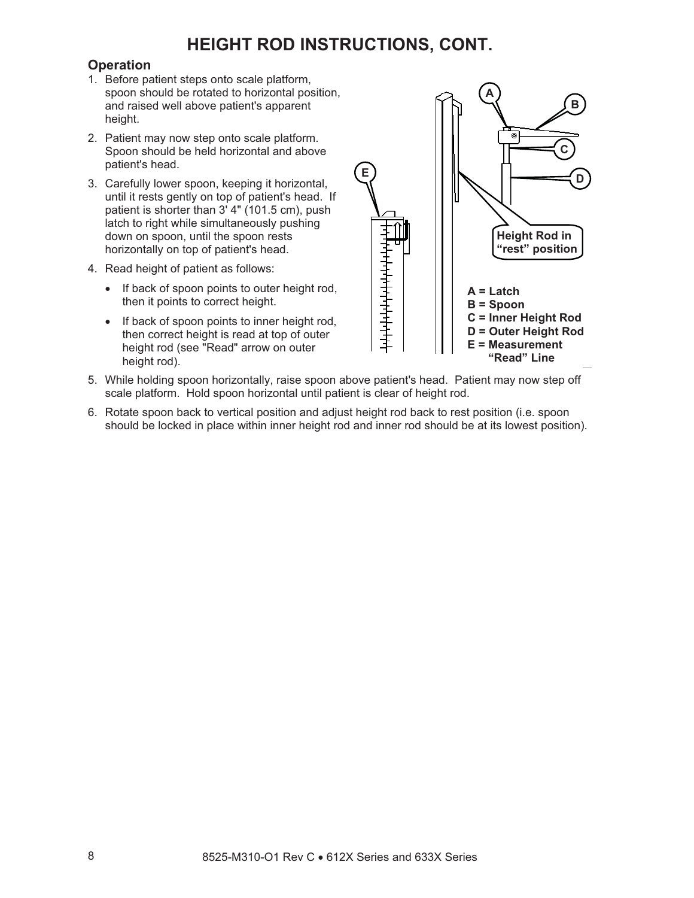# HEIGHT ROD INSTRUCTIONS, CONT.

## Operation

1. Before patient steps onto scale platform, spoon should be rotated to horizontal position, and raised well above patient's apparent height.
2. Patient may now step onto scale platform. Spoon should be held horizontal and above patient's head.
3. Carefully lower spoon, keeping it horizontal, until it rests gently on top of patient's head. If patient is shorter than 3' 4" (101.5 cm), push latch to right while simultaneously pushing down on spoon, until the spoon rests horizontally on top of patient's head.
4. Read height of patient as follows:
   - If back of spoon points to outer height rod, then it points to correct height.
   - If back of spoon points to inner height rod, then correct height is read at top of outer height rod (see "Read" arrow on outer height rod).
5. While holding spoon horizontally, raise spoon above patient's head. Patient may now step off scale platform. Hold spoon horizontal until patient is clear of height rod.
6. Rotate spoon back to vertical position and adjust height rod back to rest position (i.e. spoon should be locked in place within inner height rod and inner rod should be at its lowest position).

**Height Rod in "rest" position**

**A = Latch**
**B = Spoon**
**C = Inner Height Rod**
**D = Outer Height Rod**
**E = Measurement "Read" Line**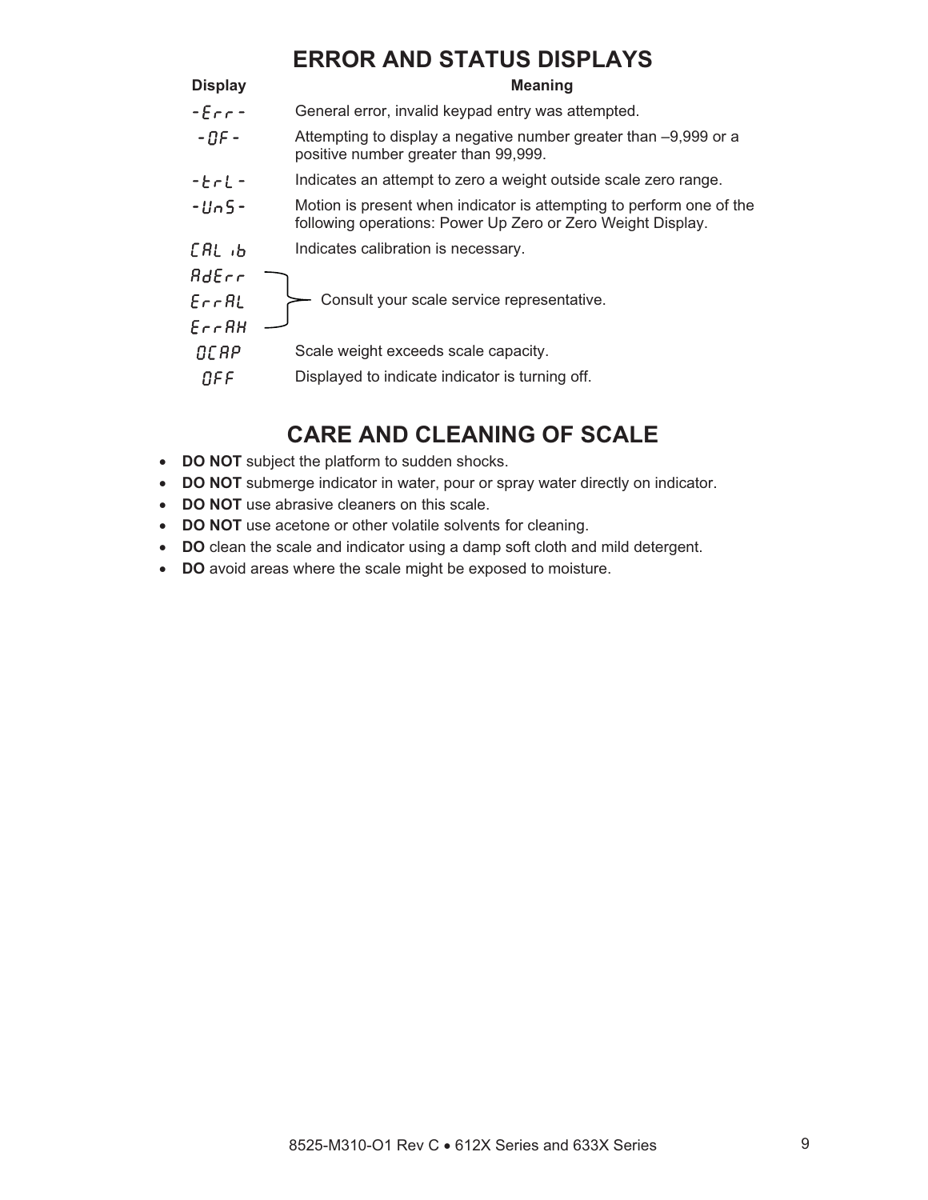# ERROR AND STATUS DISPLAYS

| Display | Meaning |
| --- | --- |
| -Err- | General error, invalid keypad entry was attempted. |
| -OF- | Attempting to display a negative number greater than –9,999 or a positive number greater than 99,999. |
| -trL- | Indicates an attempt to zero a weight outside scale zero range. |
| -UnS- | Motion is present when indicator is attempting to perform one of the following operations: Power Up Zero or Zero Weight Display. |
| CAL ib | Indicates calibration is necessary. |
| AdErr | Consult your scale service representative. |
| ErrAL | Consult your scale service representative. |
| ErrAH | Consult your scale service representative. |
| OCAP | Scale weight exceeds scale capacity. |
| OFF | Displayed to indicate indicator is turning off. |

# CARE AND CLEANING OF SCALE

- **DO NOT** subject the platform to sudden shocks.
- **DO NOT** submerge indicator in water, pour or spray water directly on indicator.
- **DO NOT** use abrasive cleaners on this scale.
- **DO NOT** use acetone or other volatile solvents for cleaning.
- **DO** clean the scale and indicator using a damp soft cloth and mild detergent.
- **DO** avoid areas where the scale might be exposed to moisture.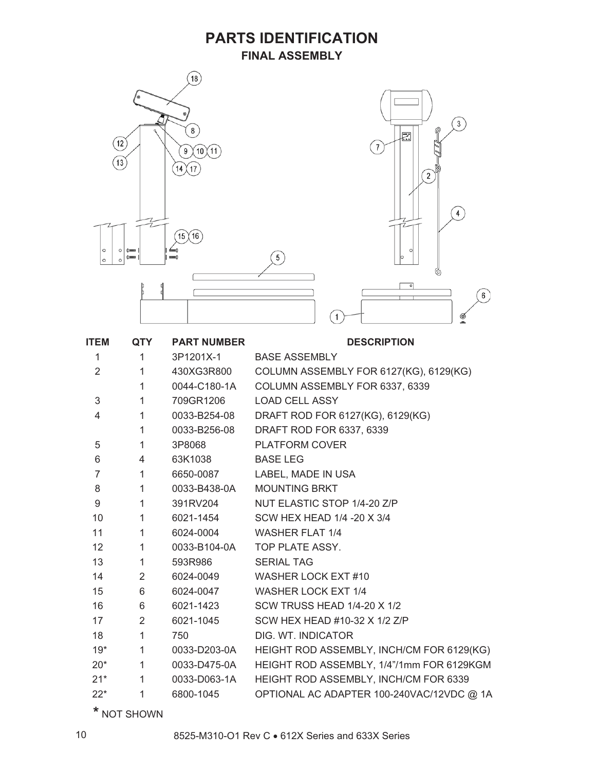# PARTS IDENTIFICATION

## FINAL ASSEMBLY

| ITEM | QTY | PART NUMBER | DESCRIPTION |
|---|---|---|---|
| 1 | 1 | 3P1201X-1 | BASE ASSEMBLY |
| 2 | 1 | 430XG3R800 | COLUMN ASSEMBLY FOR 6127(KG), 6129(KG) |
| | 1 | 0044-C180-1A | COLUMN ASSEMBLY FOR 6337, 6339 |
| 3 | 1 | 709GR1206 | LOAD CELL ASSY |
| 4 | 1 | 0033-B254-08 | DRAFT ROD FOR 6127(KG), 6129(KG) |
| | 1 | 0033-B256-08 | DRAFT ROD FOR 6337, 6339 |
| 5 | 1 | 3P8068 | PLATFORM COVER |
| 6 | 4 | 63K1038 | BASE LEG |
| 7 | 1 | 6650-0087 | LABEL, MADE IN USA |
| 8 | 1 | 0033-B438-0A | MOUNTING BRKT |
| 9 | 1 | 391RV204 | NUT ELASTIC STOP 1/4-20 Z/P |
| 10 | 1 | 6021-1454 | SCW HEX HEAD 1/4 -20 X 3/4 |
| 11 | 1 | 6024-0004 | WASHER FLAT 1/4 |
| 12 | 1 | 0033-B104-0A | TOP PLATE ASSY. |
| 13 | 1 | 593R986 | SERIAL TAG |
| 14 | 2 | 6024-0049 | WASHER LOCK EXT #10 |
| 15 | 6 | 6024-0047 | WASHER LOCK EXT 1/4 |
| 16 | 6 | 6021-1423 | SCW TRUSS HEAD 1/4-20 X 1/2 |
| 17 | 2 | 6021-1045 | SCW HEX HEAD #10-32 X 1/2 Z/P |
| 18 | 1 | 750 | DIG. WT. INDICATOR |
| 19* | 1 | 0033-D203-0A | HEIGHT ROD ASSEMBLY, INCH/CM FOR 6129(KG) |
| 20* | 1 | 0033-D475-0A | HEIGHT ROD ASSEMBLY, 1/4"/1mm FOR 6129KGM |
| 21* | 1 | 0033-D063-1A | HEIGHT ROD ASSEMBLY, INCH/CM FOR 6339 |
| 22* | 1 | 6800-1045 | OPTIONAL AC ADAPTER 100-240VAC/12VDC @ 1A |

* NOT SHOWN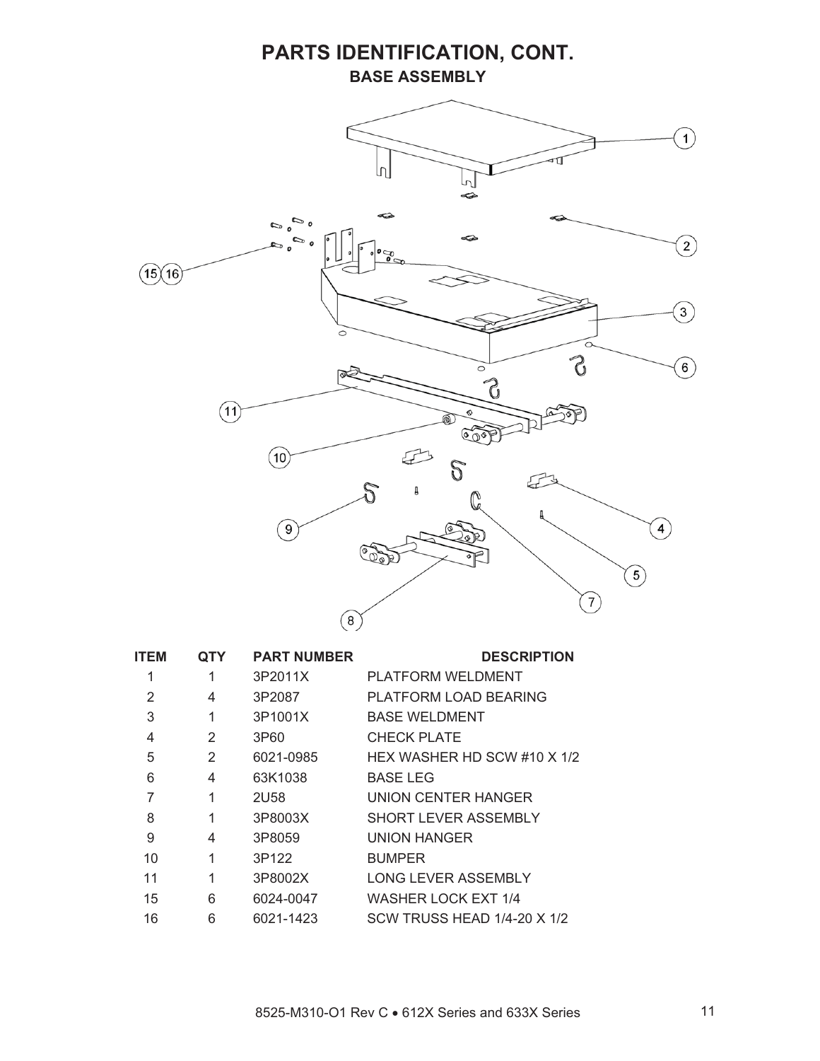# PARTS IDENTIFICATION, CONT.

## BASE ASSEMBLY

| ITEM | QTY | PART NUMBER | DESCRIPTION |
|---|---|---|---|
| 1 | 1 | 3P2011X | PLATFORM WELDMENT |
| 2 | 4 | 3P2087 | PLATFORM LOAD BEARING |
| 3 | 1 | 3P1001X | BASE WELDMENT |
| 4 | 2 | 3P60 | CHECK PLATE |
| 5 | 2 | 6021-0985 | HEX WASHER HD SCW #10 X 1/2 |
| 6 | 4 | 63K1038 | BASE LEG |
| 7 | 1 | 2U58 | UNION CENTER HANGER |
| 8 | 1 | 3P8003X | SHORT LEVER ASSEMBLY |
| 9 | 4 | 3P8059 | UNION HANGER |
| 10 | 1 | 3P122 | BUMPER |
| 11 | 1 | 3P8002X | LONG LEVER ASSEMBLY |
| 15 | 6 | 6024-0047 | WASHER LOCK EXT 1/4 |
| 16 | 6 | 6021-1423 | SCW TRUSS HEAD 1/4-20 X 1/2 |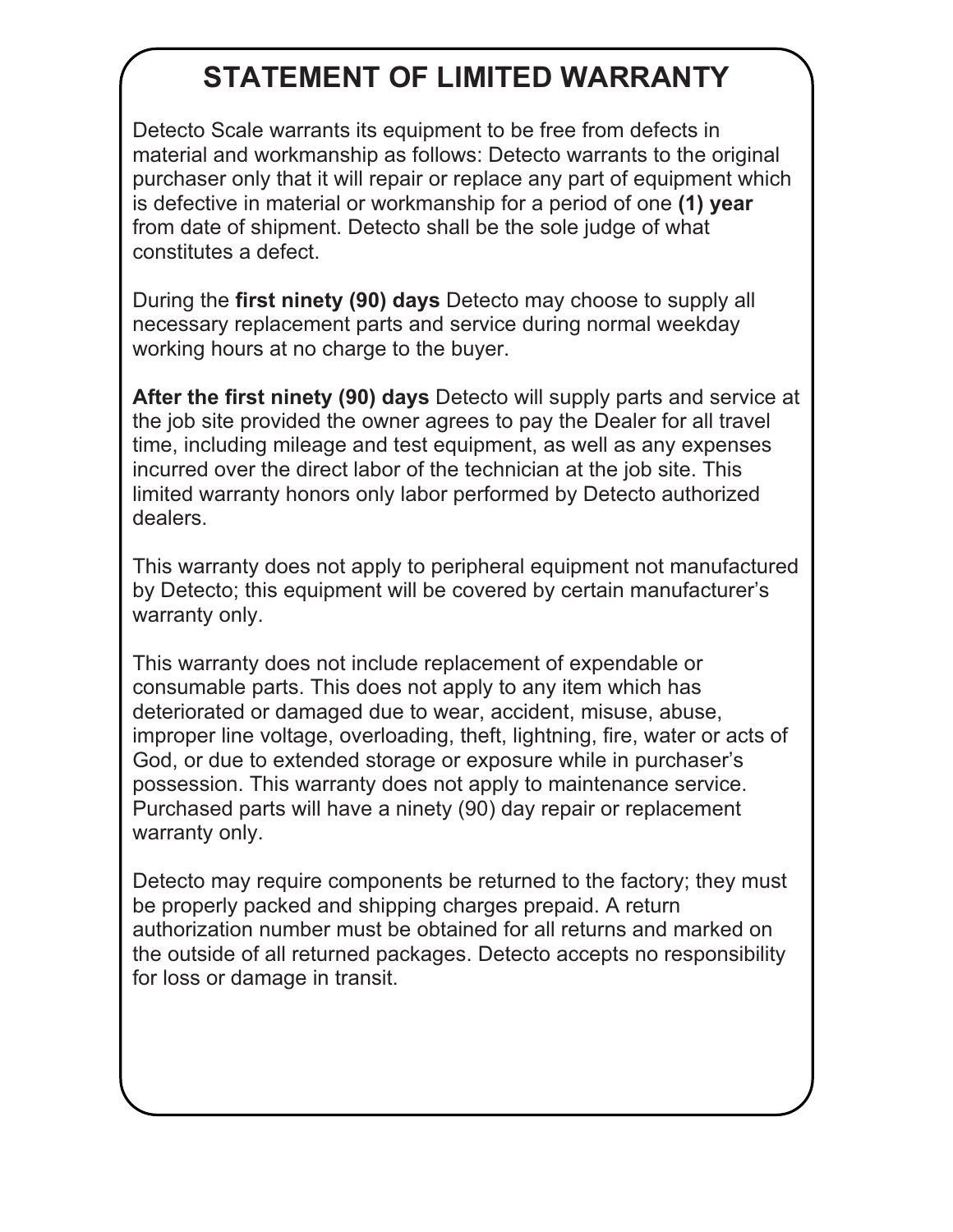# STATEMENT OF LIMITED WARRANTY

Detecto Scale warrants its equipment to be free from defects in material and workmanship as follows: Detecto warrants to the original purchaser only that it will repair or replace any part of equipment which is defective in material or workmanship for a period of one **(1) year** from date of shipment. Detecto shall be the sole judge of what constitutes a defect.

During the **first ninety (90) days** Detecto may choose to supply all necessary replacement parts and service during normal weekday working hours at no charge to the buyer.

**After the first ninety (90) days** Detecto will supply parts and service at the job site provided the owner agrees to pay the Dealer for all travel time, including mileage and test equipment, as well as any expenses incurred over the direct labor of the technician at the job site. This limited warranty honors only labor performed by Detecto authorized dealers.

This warranty does not apply to peripheral equipment not manufactured by Detecto; this equipment will be covered by certain manufacturer's warranty only.

This warranty does not include replacement of expendable or consumable parts. This does not apply to any item which has deteriorated or damaged due to wear, accident, misuse, abuse, improper line voltage, overloading, theft, lightning, fire, water or acts of God, or due to extended storage or exposure while in purchaser's possession. This warranty does not apply to maintenance service. Purchased parts will have a ninety (90) day repair or replacement warranty only.

Detecto may require components be returned to the factory; they must be properly packed and shipping charges prepaid. A return authorization number must be obtained for all returns and marked on the outside of all returned packages. Detecto accepts no responsibility for loss or damage in transit.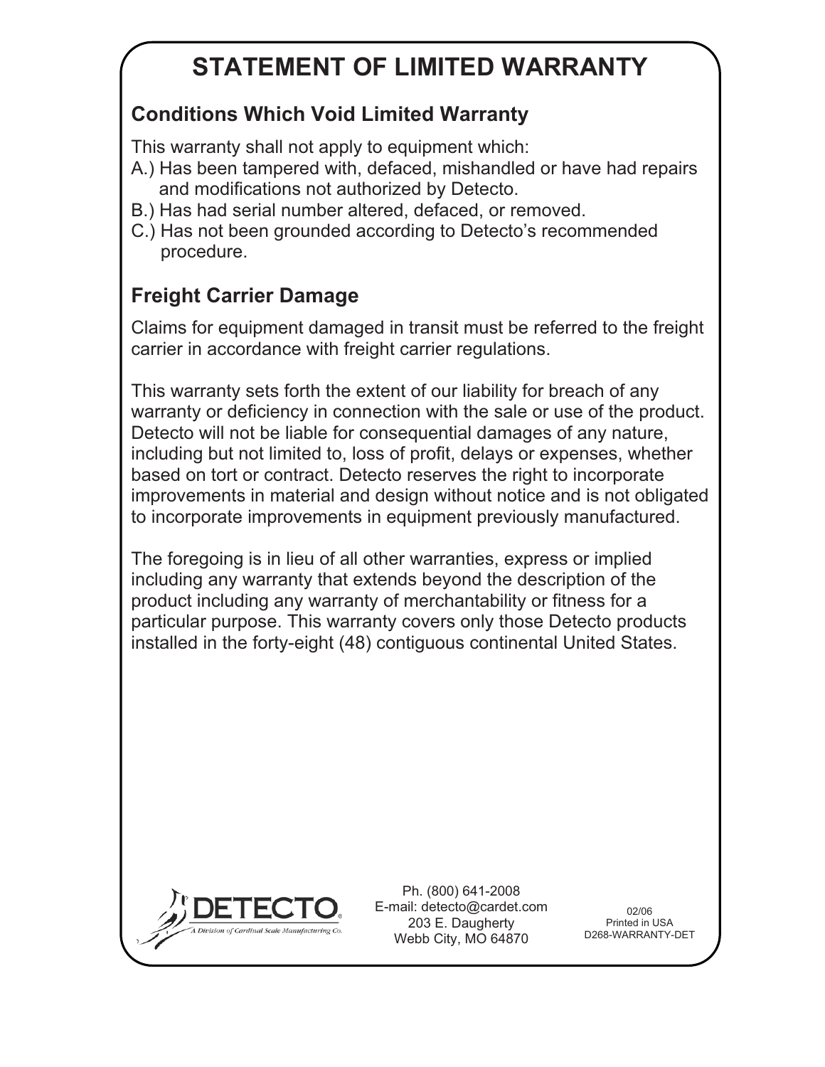# STATEMENT OF LIMITED WARRANTY

## Conditions Which Void Limited Warranty

This warranty shall not apply to equipment which:

A.) Has been tampered with, defaced, mishandled or have had repairs and modifications not authorized by Detecto.

B.) Has had serial number altered, defaced, or removed.

C.) Has not been grounded according to Detecto's recommended procedure.

## Freight Carrier Damage

Claims for equipment damaged in transit must be referred to the freight carrier in accordance with freight carrier regulations.

This warranty sets forth the extent of our liability for breach of any warranty or deficiency in connection with the sale or use of the product. Detecto will not be liable for consequential damages of any nature, including but not limited to, loss of profit, delays or expenses, whether based on tort or contract. Detecto reserves the right to incorporate improvements in material and design without notice and is not obligated to incorporate improvements in equipment previously manufactured.

The foregoing is in lieu of all other warranties, express or implied including any warranty that extends beyond the description of the product including any warranty of merchantability or fitness for a particular purpose. This warranty covers only those Detecto products installed in the forty-eight (48) contiguous continental United States.

DETECTO
A Division of Cardinal Scale Manufacturing Co.

Ph. (800) 641-2008
E-mail: detecto@cardet.com
203 E. Daugherty
Webb City, MO 64870

02/06
Printed in USA
D268-WARRANTY-DET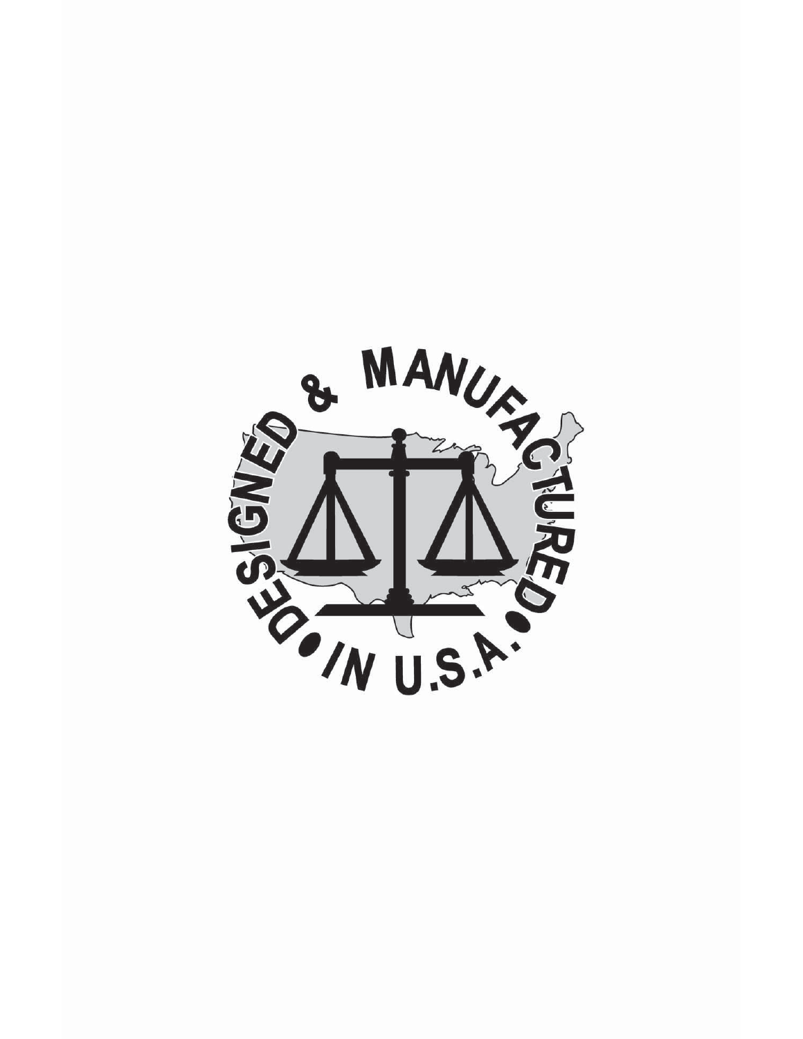DESIGNED & MANUFACTURED • IN U.S.A. •